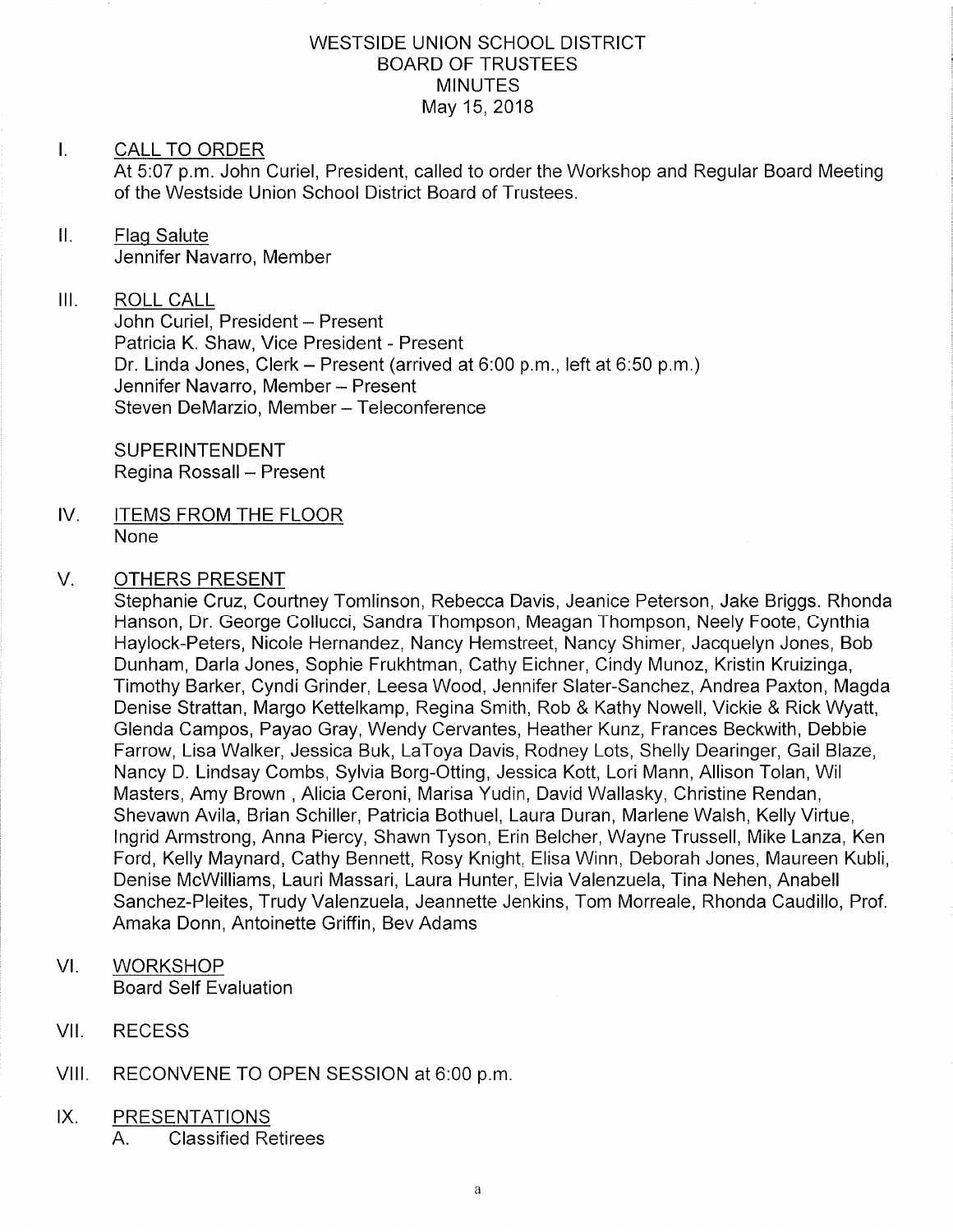# WESTSIDE UNION SCHOOL DISTRICT
## BOARD OF TRUSTEES
## MINUTES
### May 15, 2018

I. CALL TO ORDER

At 5:07 p.m. John Curiel, President, called to order the Workshop and Regular Board Meeting of the Westside Union School District Board of Trustees.

II. Flag Salute

Jennifer Navarro, Member

III. ROLL CALL

John Curiel, President – Present
Patricia K. Shaw, Vice President - Present
Dr. Linda Jones, Clerk – Present (arrived at 6:00 p.m., left at 6:50 p.m.)
Jennifer Navarro, Member – Present
Steven DeMarzio, Member – Teleconference

SUPERINTENDENT
Regina Rossall – Present

IV. ITEMS FROM THE FLOOR

None

V. OTHERS PRESENT

Stephanie Cruz, Courtney Tomlinson, Rebecca Davis, Jeanice Peterson, Jake Briggs. Rhonda Hanson, Dr. George Collucci, Sandra Thompson, Meagan Thompson, Neely Foote, Cynthia Haylock-Peters, Nicole Hernandez, Nancy Hemstreet, Nancy Shimer, Jacquelyn Jones, Bob Dunham, Darla Jones, Sophie Frukhtman, Cathy Eichner, Cindy Munoz, Kristin Kruizinga, Timothy Barker, Cyndi Grinder, Leesa Wood, Jennifer Slater-Sanchez, Andrea Paxton, Magda Denise Strattan, Margo Kettelkamp, Regina Smith, Rob & Kathy Nowell, Vickie & Rick Wyatt, Glenda Campos, Payao Gray, Wendy Cervantes, Heather Kunz, Frances Beckwith, Debbie Farrow, Lisa Walker, Jessica Buk, LaToya Davis, Rodney Lots, Shelly Dearinger, Gail Blaze, Nancy D. Lindsay Combs, Sylvia Borg-Otting, Jessica Kott, Lori Mann, Allison Tolan, Wil Masters, Amy Brown , Alicia Ceroni, Marisa Yudin, David Wallasky, Christine Rendan, Shevawn Avila, Brian Schiller, Patricia Bothuel, Laura Duran, Marlene Walsh, Kelly Virtue, Ingrid Armstrong, Anna Piercy, Shawn Tyson, Erin Belcher, Wayne Trussell, Mike Lanza, Ken Ford, Kelly Maynard, Cathy Bennett, Rosy Knight, Elisa Winn, Deborah Jones, Maureen Kubli, Denise McWilliams, Lauri Massari, Laura Hunter, Elvia Valenzuela, Tina Nehen, Anabell Sanchez-Pleites, Trudy Valenzuela, Jeannette Jenkins, Tom Morreale, Rhonda Caudillo, Prof. Amaka Donn, Antoinette Griffin, Bev Adams

VI. WORKSHOP

Board Self Evaluation

VII. RECESS

VIII. RECONVENE TO OPEN SESSION at 6:00 p.m.

IX. PRESENTATIONS

A. Classified Retirees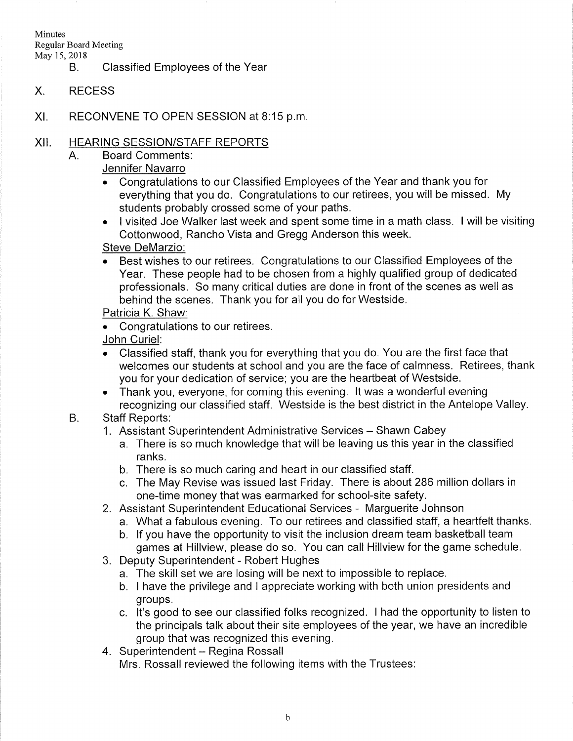B. Classified Employees of the Year

X. RECESS

XI. RECONVENE TO OPEN SESSION at 8:15 p.m.

XII. HEARING SESSION/STAFF REPORTS

A. Board Comments:

Jennifer Navarro

- Congratulations to our Classified Employees of the Year and thank you for everything that you do. Congratulations to our retirees, you will be missed. My students probably crossed some of your paths.
- I visited Joe Walker last week and spent some time in a math class. I will be visiting Cottonwood, Rancho Vista and Gregg Anderson this week.

Steve DeMarzio:

- Best wishes to our retirees. Congratulations to our Classified Employees of the Year. These people had to be chosen from a highly qualified group of dedicated professionals. So many critical duties are done in front of the scenes as well as behind the scenes. Thank you for all you do for Westside.

Patricia K. Shaw:

- Congratulations to our retirees.

John Curiel:

- Classified staff, thank you for everything that you do. You are the first face that welcomes our students at school and you are the face of calmness. Retirees, thank you for your dedication of service; you are the heartbeat of Westside.
- Thank you, everyone, for coming this evening. It was a wonderful evening recognizing our classified staff. Westside is the best district in the Antelope Valley.

B. Staff Reports:

1. Assistant Superintendent Administrative Services – Shawn Cabey
   a. There is so much knowledge that will be leaving us this year in the classified ranks.
   b. There is so much caring and heart in our classified staff.
   c. The May Revise was issued last Friday. There is about 286 million dollars in one-time money that was earmarked for school-site safety.
2. Assistant Superintendent Educational Services - Marguerite Johnson
   a. What a fabulous evening. To our retirees and classified staff, a heartfelt thanks.
   b. If you have the opportunity to visit the inclusion dream team basketball team games at Hillview, please do so. You can call Hillview for the game schedule.
3. Deputy Superintendent - Robert Hughes
   a. The skill set we are losing will be next to impossible to replace.
   b. I have the privilege and I appreciate working with both union presidents and groups.
   c. It's good to see our classified folks recognized. I had the opportunity to listen to the principals talk about their site employees of the year, we have an incredible group that was recognized this evening.
4. Superintendent – Regina Rossall

   Mrs. Rossall reviewed the following items with the Trustees: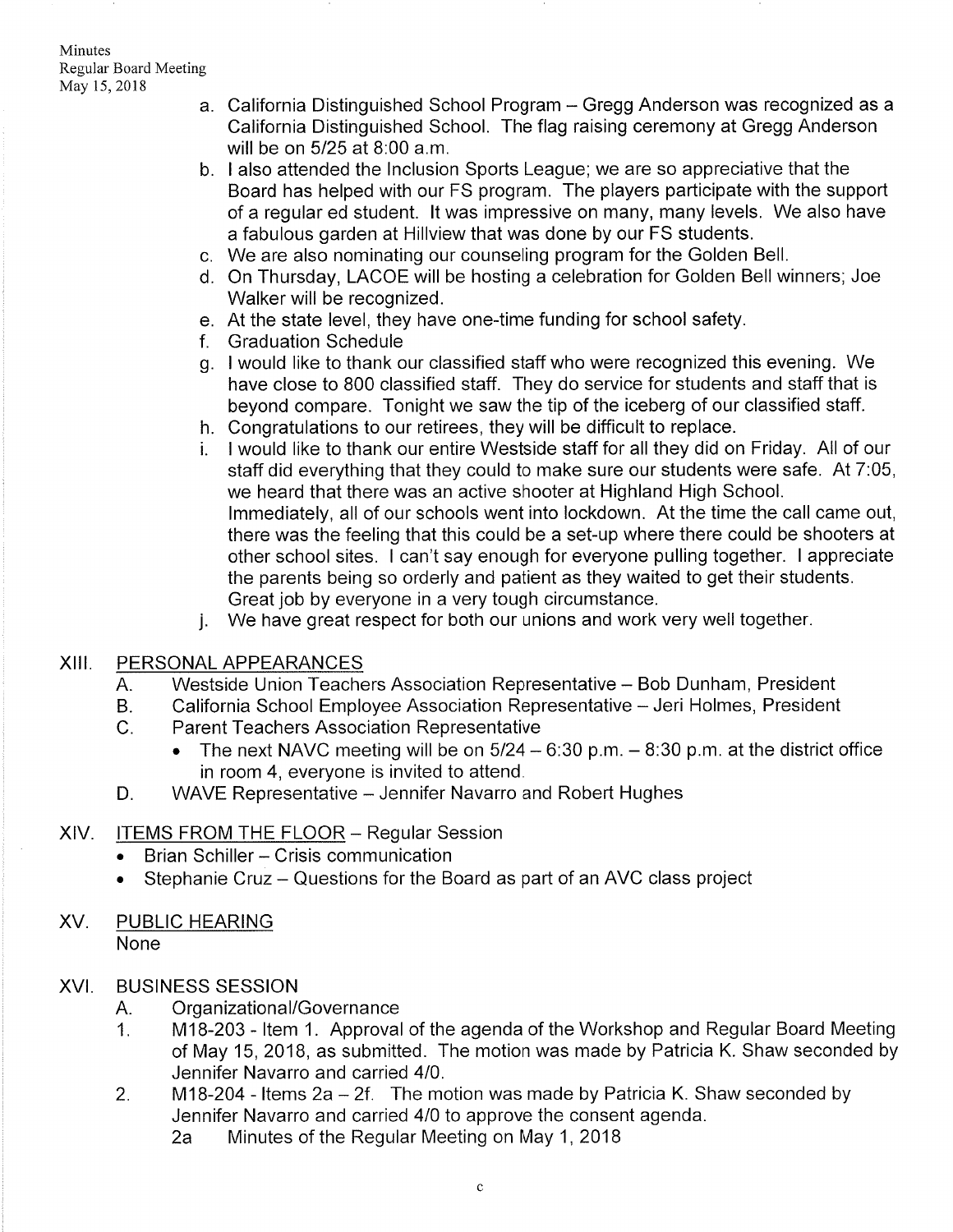a. California Distinguished School Program – Gregg Anderson was recognized as a California Distinguished School. The flag raising ceremony at Gregg Anderson will be on 5/25 at 8:00 a.m.
b. I also attended the Inclusion Sports League; we are so appreciative that the Board has helped with our FS program. The players participate with the support of a regular ed student. It was impressive on many, many levels. We also have a fabulous garden at Hillview that was done by our FS students.
c. We are also nominating our counseling program for the Golden Bell.
d. On Thursday, LACOE will be hosting a celebration for Golden Bell winners; Joe Walker will be recognized.
e. At the state level, they have one-time funding for school safety.
f. Graduation Schedule
g. I would like to thank our classified staff who were recognized this evening. We have close to 800 classified staff. They do service for students and staff that is beyond compare. Tonight we saw the tip of the iceberg of our classified staff.
h. Congratulations to our retirees, they will be difficult to replace.
i. I would like to thank our entire Westside staff for all they did on Friday. All of our staff did everything that they could to make sure our students were safe. At 7:05, we heard that there was an active shooter at Highland High School. Immediately, all of our schools went into lockdown. At the time the call came out, there was the feeling that this could be a set-up where there could be shooters at other school sites. I can't say enough for everyone pulling together. I appreciate the parents being so orderly and patient as they waited to get their students. Great job by everyone in a very tough circumstance.
j. We have great respect for both our unions and work very well together.

## XIII. PERSONAL APPEARANCES

A. Westside Union Teachers Association Representative – Bob Dunham, President
B. California School Employee Association Representative – Jeri Holmes, President
C. Parent Teachers Association Representative
- The next NAVC meeting will be on 5/24 – 6:30 p.m. – 8:30 p.m. at the district office in room 4, everyone is invited to attend.

D. WAVE Representative – Jennifer Navarro and Robert Hughes

## XIV. ITEMS FROM THE FLOOR – Regular Session

- Brian Schiller – Crisis communication
- Stephanie Cruz – Questions for the Board as part of an AVC class project

## XV. PUBLIC HEARING

None

## XVI. BUSINESS SESSION

A. Organizational/Governance

1. M18-203 - Item 1. Approval of the agenda of the Workshop and Regular Board Meeting of May 15, 2018, as submitted. The motion was made by Patricia K. Shaw seconded by Jennifer Navarro and carried 4/0.
2. M18-204 - Items 2a – 2f. The motion was made by Patricia K. Shaw seconded by Jennifer Navarro and carried 4/0 to approve the consent agenda.
   2a Minutes of the Regular Meeting on May 1, 2018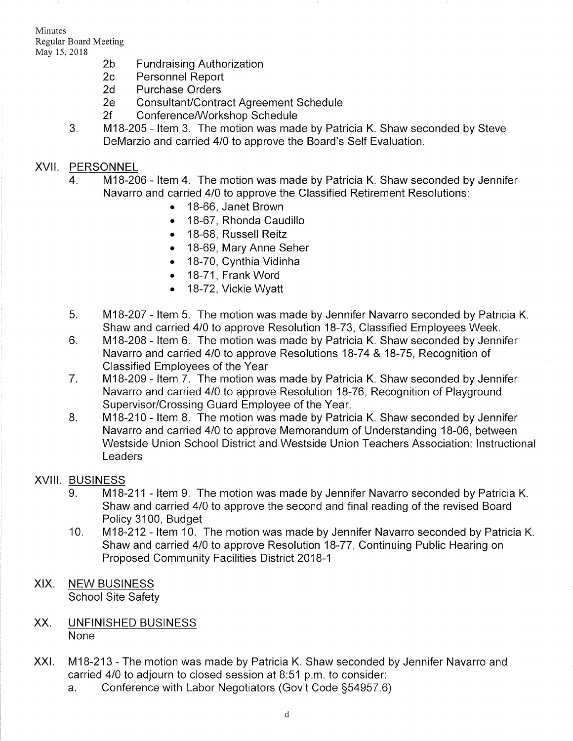- 2b Fundraising Authorization
- 2c Personnel Report
- 2d Purchase Orders
- 2e Consultant/Contract Agreement Schedule
- 2f Conference/Workshop Schedule

3. M18-205 - Item 3. The motion was made by Patricia K. Shaw seconded by Steve DeMarzio and carried 4/0 to approve the Board's Self Evaluation.

## XVII. PERSONNEL

4. M18-206 - Item 4. The motion was made by Patricia K. Shaw seconded by Jennifer Navarro and carried 4/0 to approve the Classified Retirement Resolutions:
   - 18-66, Janet Brown
   - 18-67, Rhonda Caudillo
   - 18-68, Russell Reitz
   - 18-69, Mary Anne Seher
   - 18-70, Cynthia Vidinha
   - 18-71, Frank Word
   - 18-72, Vickie Wyatt
5. M18-207 - Item 5. The motion was made by Jennifer Navarro seconded by Patricia K. Shaw and carried 4/0 to approve Resolution 18-73, Classified Employees Week.
6. M18-208 - Item 6. The motion was made by Patricia K. Shaw seconded by Jennifer Navarro and carried 4/0 to approve Resolutions 18-74 & 18-75, Recognition of Classified Employees of the Year
7. M18-209 - Item 7. The motion was made by Patricia K. Shaw seconded by Jennifer Navarro and carried 4/0 to approve Resolution 18-76, Recognition of Playground Supervisor/Crossing Guard Employee of the Year.
8. M18-210 - Item 8. The motion was made by Patricia K. Shaw seconded by Jennifer Navarro and carried 4/0 to approve Memorandum of Understanding 18-06, between Westside Union School District and Westside Union Teachers Association: Instructional Leaders

## XVIII. BUSINESS

9. M18-211 - Item 9. The motion was made by Jennifer Navarro seconded by Patricia K. Shaw and carried 4/0 to approve the second and final reading of the revised Board Policy 3100, Budget
10. M18-212 - Item 10. The motion was made by Jennifer Navarro seconded by Patricia K. Shaw and carried 4/0 to approve Resolution 18-77, Continuing Public Hearing on Proposed Community Facilities District 2018-1

## XIX. NEW BUSINESS

School Site Safety

## XX. UNFINISHED BUSINESS

None

## XXI.

M18-213 - The motion was made by Patricia K. Shaw seconded by Jennifer Navarro and carried 4/0 to adjourn to closed session at 8:51 p.m. to consider:

a. Conference with Labor Negotiators (Gov't Code §54957.6)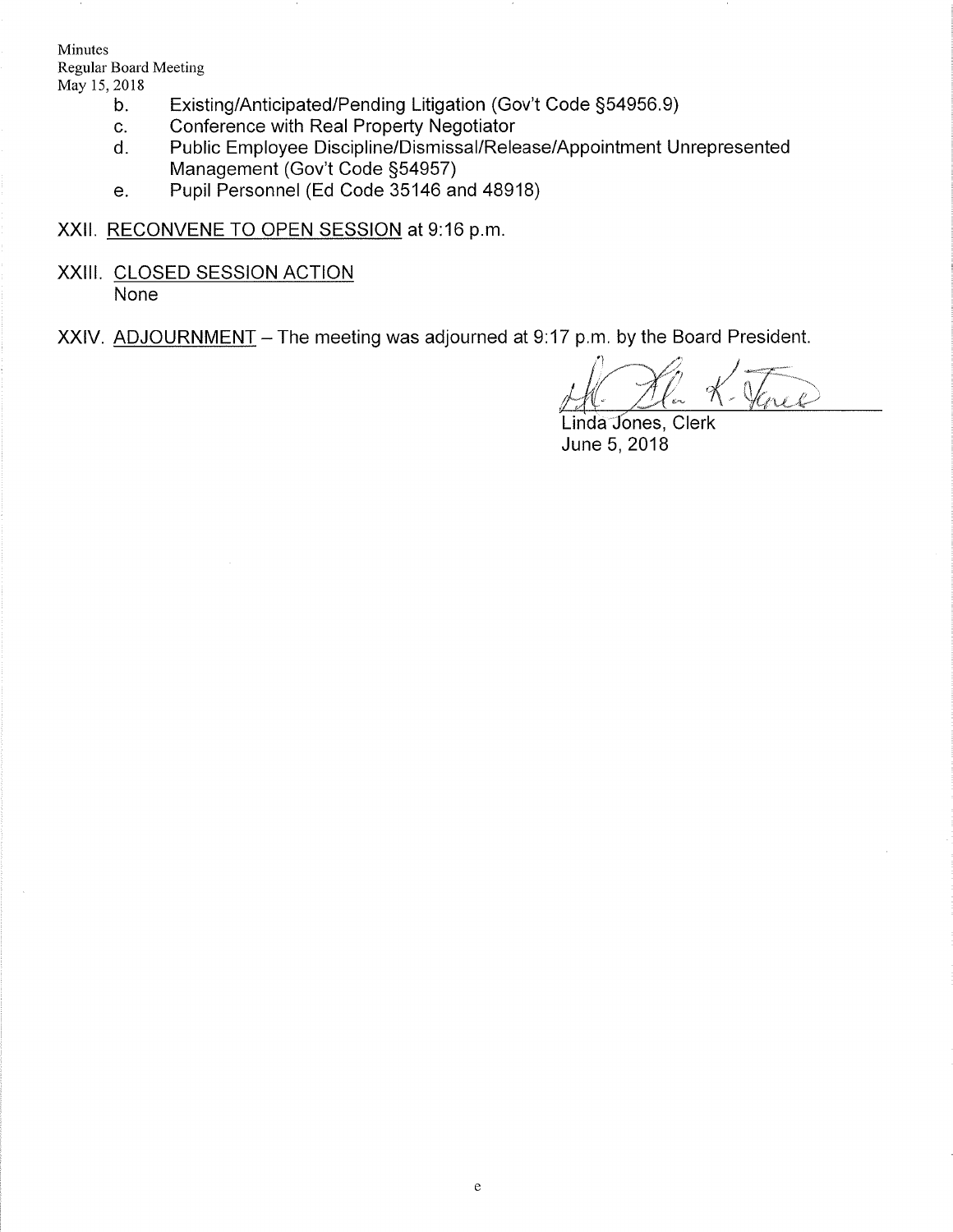b. Existing/Anticipated/Pending Litigation (Gov't Code §54956.9)

c. Conference with Real Property Negotiator

d. Public Employee Discipline/Dismissal/Release/Appointment Unrepresented Management (Gov't Code §54957)

e. Pupil Personnel (Ed Code 35146 and 48918)

XXII. RECONVENE TO OPEN SESSION at 9:16 p.m.

XXIII. CLOSED SESSION ACTION
None

XXIV. ADJOURNMENT – The meeting was adjourned at 9:17 p.m. by the Board President.

Linda Jones, Clerk
June 5, 2018